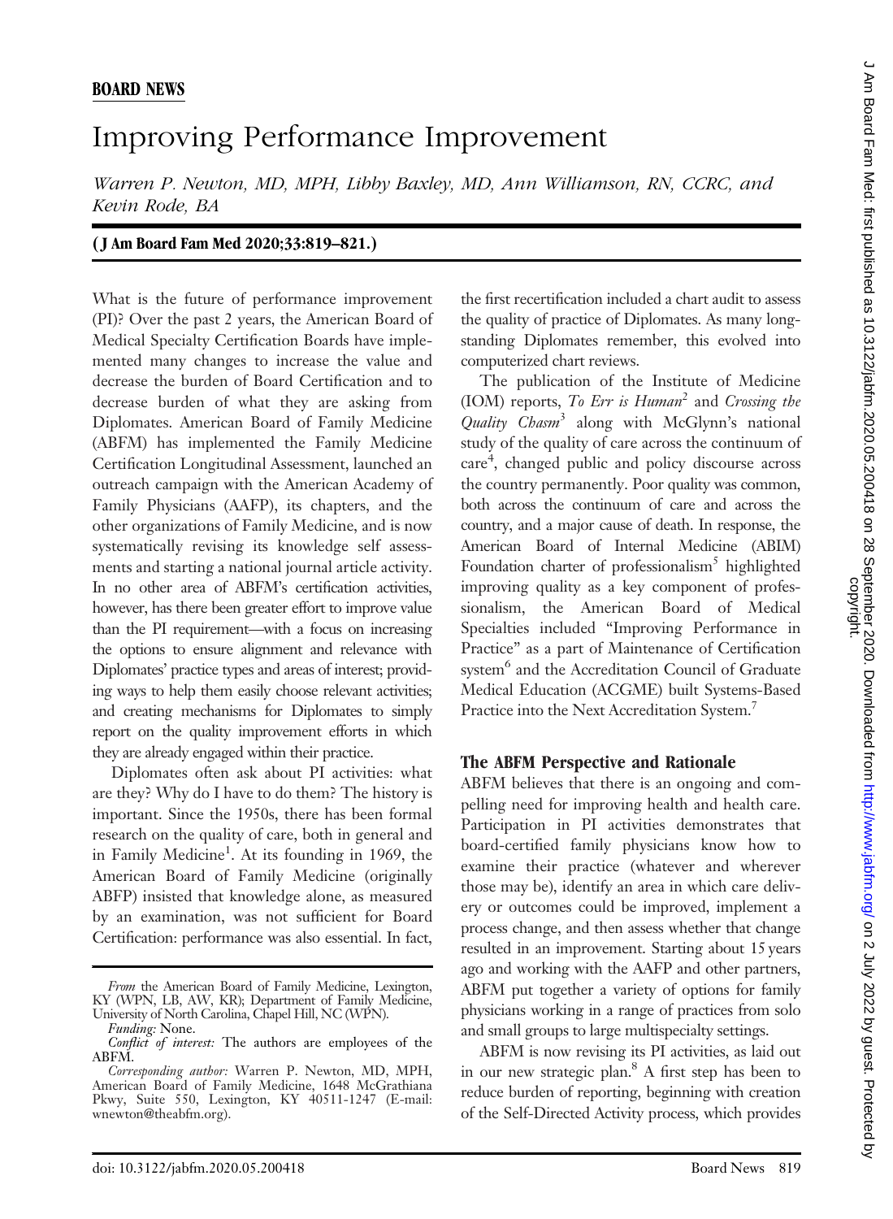**BOARD NEWS**

# Improving Performance Improvement

*Warren P. Newton, MD, MPH, Libby Baxley, MD, Ann Williamson, RN, CCRC, and Kevin Rode, BA*

What is the future of performance improvement (PI)? Over the past 2 years, the American Board of Medical Specialty Certification Boards have implemented many changes to increase the value and decrease the burden of Board Certification and to decrease burden of what they are asking from Diplomates. American Board of Family Medicine (ABFM) has implemented the Family Medicine Certification Longitudinal Assessment, launched an outreach campaign with the American Academy of Family Physicians (AAFP), its chapters, and the other organizations of Family Medicine, and is now systematically revising its knowledge self assessments and starting a national journal article activity. In no other area of ABFM's certification activities, however, has there been greater effort to improve value than the PI requirement—with a focus on increasing the options to ensure alignment and relevance with Diplomates' practice types and areas of interest; providing ways to help them easily choose relevant activities; and creating mechanisms for Diplomates to simply report on the quality improvement efforts in which they are already engaged within their practice.

Diplomates often ask about PI activities: what are they? Why do I have to do them? The history is important. Since the 1950s, there has been formal research on the quality of care, both in general and in Family Medicine[1]. At its founding in 1969, the American Board of Family Medicine (originally ABFP) insisted that knowledge alone, as measured by an examination, was not sufficient for Board Certification: performance was also essential. In fact, the first recertification included a chart audit to assess the quality of practice of Diplomates. As many longstanding Diplomates remember, this evolved into computerized chart reviews.

The publication of the Institute of Medicine (IOM) reports, *To Err is Human*[2] and *Crossing the Quality Chasm*[3] along with McGlynn's national study of the quality of care across the continuum of care[4], changed public and policy discourse across the country permanently. Poor quality was common, both across the continuum of care and across the country, and a major cause of death. In response, the American Board of Internal Medicine (ABIM) Foundation charter of professionalism[5] highlighted improving quality as a key component of professionalism, the American Board of Medical Specialties included "Improving Performance in Practice" as a part of Maintenance of Certification system[6] and the Accreditation Council of Graduate Medical Education (ACGME) built Systems-Based Practice into the Next Accreditation System.[7]

## The ABFM Perspective and Rationale

ABFM believes that there is an ongoing and compelling need for improving health and health care. Participation in PI activities demonstrates that board-certified family physicians know how to examine their practice (whatever and wherever those may be), identify an area in which care delivery or outcomes could be improved, implement a process change, and then assess whether that change resulted in an improvement. Starting about 15 years ago and working with the AAFP and other partners, ABFM put together a variety of options for family physicians working in a range of practices from solo and small groups to large multispecialty settings.

ABFM is now revising its PI activities, as laid out in our new strategic plan.[8] A first step has been to reduce burden of reporting, beginning with creation of the Self-Directed Activity process, which provides

*From* the American Board of Family Medicine, Lexington, KY (WPN, LB, AW, KR); Department of Family Medicine, University of North Carolina, Chapel Hill, NC (WPN).

*Funding:* None.

*Conflict of interest:* The authors are employees of the ABFM.

*Corresponding author:* Warren P. Newton, MD, MPH, American Board of Family Medicine, 1648 McGrathiana Pkwy, Suite 550, Lexington, KY 40511-1247 (E-mail: wnewton@theabfm.org).

doi: 10.3122/jabfm.2020.05.200418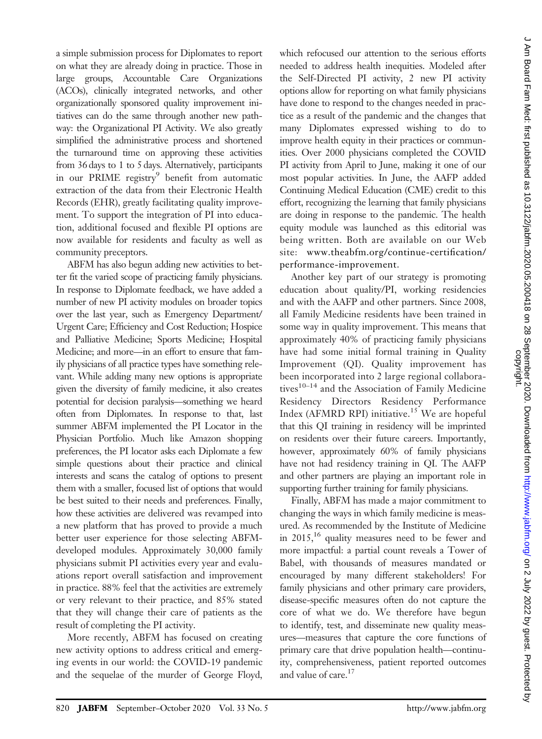a simple submission process for Diplomates to report on what they are already doing in practice. Those in large groups, Accountable Care Organizations (ACOs), clinically integrated networks, and other organizationally sponsored quality improvement initiatives can do the same through another new pathway: the Organizational PI Activity. We also greatly simplified the administrative process and shortened the turnaround time on approving these activities from 36 days to 1 to 5 days. Alternatively, participants in our PRIME registry[9] benefit from automatic extraction of the data from their Electronic Health Records (EHR), greatly facilitating quality improvement. To support the integration of PI into education, additional focused and flexible PI options are now available for residents and faculty as well as community preceptors.

ABFM has also begun adding new activities to better fit the varied scope of practicing family physicians. In response to Diplomate feedback, we have added a number of new PI activity modules on broader topics over the last year, such as Emergency Department/Urgent Care; Efficiency and Cost Reduction; Hospice and Palliative Medicine; Sports Medicine; Hospital Medicine; and more—in an effort to ensure that family physicians of all practice types have something relevant. While adding many new options is appropriate given the diversity of family medicine, it also creates potential for decision paralysis—something we heard often from Diplomates. In response to that, last summer ABFM implemented the PI Locator in the Physician Portfolio. Much like Amazon shopping preferences, the PI locator asks each Diplomate a few simple questions about their practice and clinical interests and scans the catalog of options to present them with a smaller, focused list of options that would be best suited to their needs and preferences. Finally, how these activities are delivered was revamped into a new platform that has proved to provide a much better user experience for those selecting ABFM-developed modules. Approximately 30,000 family physicians submit PI activities every year and evaluations report overall satisfaction and improvement in practice. 88% feel that the activities are extremely or very relevant to their practice, and 85% stated that they will change their care of patients as the result of completing the PI activity.

More recently, ABFM has focused on creating new activity options to address critical and emerging events in our world: the COVID-19 pandemic and the sequelae of the murder of George Floyd, which refocused our attention to the serious efforts needed to address health inequities. Modeled after the Self-Directed PI activity, 2 new PI activity options allow for reporting on what family physicians have done to respond to the changes needed in practice as a result of the pandemic and the changes that many Diplomates expressed wishing to do to improve health equity in their practices or communities. Over 2000 physicians completed the COVID PI activity from April to June, making it one of our most popular activities. In June, the AAFP added Continuing Medical Education (CME) credit to this effort, recognizing the learning that family physicians are doing in response to the pandemic. The health equity module was launched as this editorial was being written. Both are available on our Web site: www.theabfm.org/continue-certification/performance-improvement.

Another key part of our strategy is promoting education about quality/PI, working residencies and with the AAFP and other partners. Since 2008, all Family Medicine residents have been trained in some way in quality improvement. This means that approximately 40% of practicing family physicians have had some initial formal training in Quality Improvement (QI). Quality improvement has been incorporated into 2 large regional collaboratives[10–14] and the Association of Family Medicine Residency Directors Residency Performance Index (AFMRD RPI) initiative.[15] We are hopeful that this QI training in residency will be imprinted on residents over their future careers. Importantly, however, approximately 60% of family physicians have not had residency training in QI. The AAFP and other partners are playing an important role in supporting further training for family physicians.

Finally, ABFM has made a major commitment to changing the ways in which family medicine is measured. As recommended by the Institute of Medicine in 2015,[16] quality measures need to be fewer and more impactful: a partial count reveals a Tower of Babel, with thousands of measures mandated or encouraged by many different stakeholders! For family physicians and other primary care providers, disease-specific measures often do not capture the core of what we do. We therefore have begun to identify, test, and disseminate new quality measures—measures that capture the core functions of primary care that drive population health—continuity, comprehensiveness, patient reported outcomes and value of care.[17]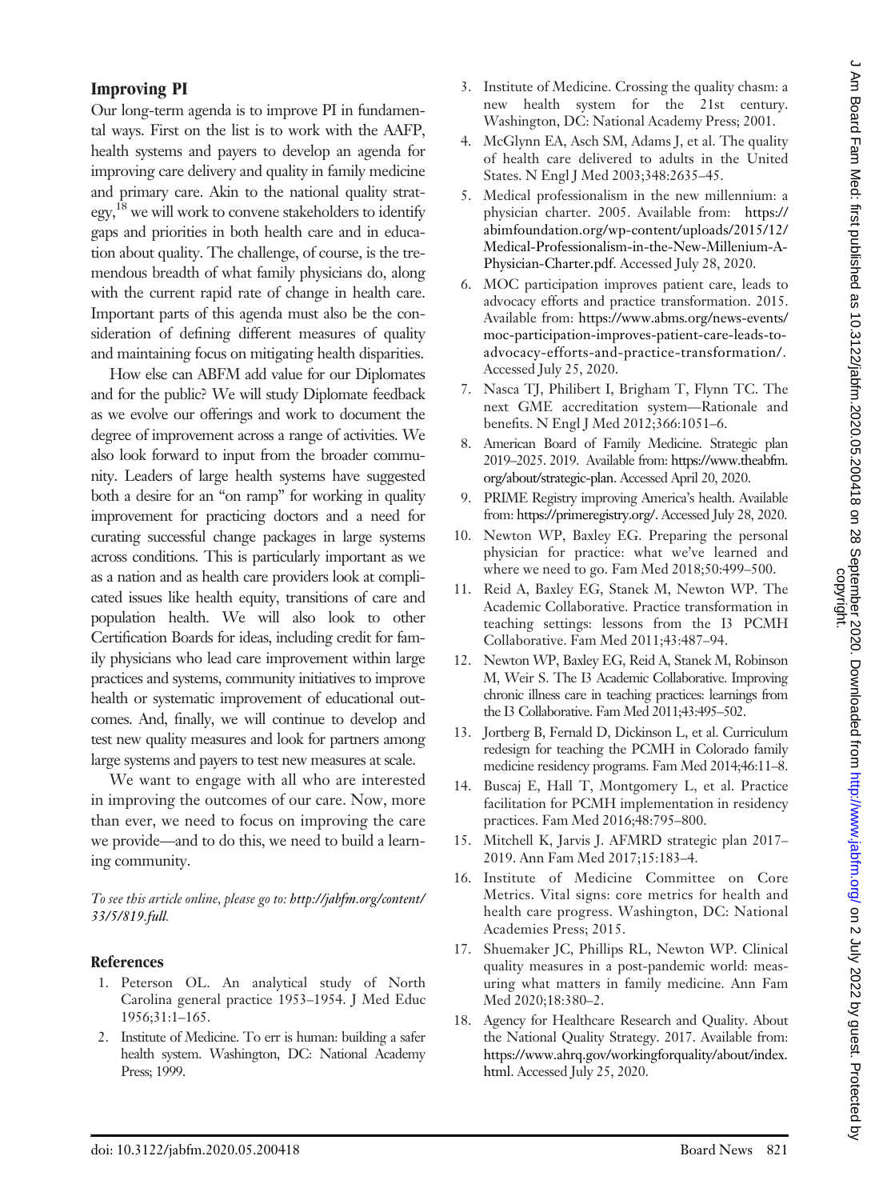## Improving PI

Our long-term agenda is to improve PI in fundamental ways. First on the list is to work with the AAFP, health systems and payers to develop an agenda for improving care delivery and quality in family medicine and primary care. Akin to the national quality strategy,[18] we will work to convene stakeholders to identify gaps and priorities in both health care and in education about quality. The challenge, of course, is the tremendous breadth of what family physicians do, along with the current rapid rate of change in health care. Important parts of this agenda must also be the consideration of defining different measures of quality and maintaining focus on mitigating health disparities.

How else can ABFM add value for our Diplomates and for the public? We will study Diplomate feedback as we evolve our offerings and work to document the degree of improvement across a range of activities. We also look forward to input from the broader community. Leaders of large health systems have suggested both a desire for an "on ramp" for working in quality improvement for practicing doctors and a need for curating successful change packages in large systems across conditions. This is particularly important as we as a nation and as health care providers look at complicated issues like health equity, transitions of care and population health. We will also look to other Certification Boards for ideas, including credit for family physicians who lead care improvement within large practices and systems, community initiatives to improve health or systematic improvement of educational outcomes. And, finally, we will continue to develop and test new quality measures and look for partners among large systems and payers to test new measures at scale.

We want to engage with all who are interested in improving the outcomes of our care. Now, more than ever, we need to focus on improving the care we provide—and to do this, we need to build a learning community.

*To see this article online, please go to: http://jabfm.org/content/33/5/819.full.*

## References

1. Peterson OL. An analytical study of North Carolina general practice 1953–1954. J Med Educ 1956;31:1–165.
2. Institute of Medicine. To err is human: building a safer health system. Washington, DC: National Academy Press; 1999.
3. Institute of Medicine. Crossing the quality chasm: a new health system for the 21st century. Washington, DC: National Academy Press; 2001.
4. McGlynn EA, Asch SM, Adams J, et al. The quality of health care delivered to adults in the United States. N Engl J Med 2003;348:2635–45.
5. Medical professionalism in the new millennium: a physician charter. 2005. Available from: https://abimfoundation.org/wp-content/uploads/2015/12/Medical-Professionalism-in-the-New-Millenium-A-Physician-Charter.pdf. Accessed July 28, 2020.
6. MOC participation improves patient care, leads to advocacy efforts and practice transformation. 2015. Available from: https://www.abms.org/news-events/moc-participation-improves-patient-care-leads-to-advocacy-efforts-and-practice-transformation/. Accessed July 25, 2020.
7. Nasca TJ, Philibert I, Brigham T, Flynn TC. The next GME accreditation system—Rationale and benefits. N Engl J Med 2012;366:1051–6.
8. American Board of Family Medicine. Strategic plan 2019–2025. 2019. Available from: https://www.theabfm.org/about/strategic-plan. Accessed April 20, 2020.
9. PRIME Registry improving America's health. Available from: https://primeregistry.org/. Accessed July 28, 2020.
10. Newton WP, Baxley EG. Preparing the personal physician for practice: what we've learned and where we need to go. Fam Med 2018;50:499–500.
11. Reid A, Baxley EG, Stanek M, Newton WP. The Academic Collaborative. Practice transformation in teaching settings: lessons from the I3 PCMH Collaborative. Fam Med 2011;43:487–94.
12. Newton WP, Baxley EG, Reid A, Stanek M, Robinson M, Weir S. The I3 Academic Collaborative. Improving chronic illness care in teaching practices: learnings from the I3 Collaborative. Fam Med 2011;43:495–502.
13. Jortberg B, Fernald D, Dickinson L, et al. Curriculum redesign for teaching the PCMH in Colorado family medicine residency programs. Fam Med 2014;46:11–8.
14. Buscaj E, Hall T, Montgomery L, et al. Practice facilitation for PCMH implementation in residency practices. Fam Med 2016;48:795–800.
15. Mitchell K, Jarvis J. AFMRD strategic plan 2017–2019. Ann Fam Med 2017;15:183–4.
16. Institute of Medicine Committee on Core Metrics. Vital signs: core metrics for health and health care progress. Washington, DC: National Academies Press; 2015.
17. Shuemaker JC, Phillips RL, Newton WP. Clinical quality measures in a post-pandemic world: measuring what matters in family medicine. Ann Fam Med 2020;18:380–2.
18. Agency for Healthcare Research and Quality. About the National Quality Strategy. 2017. Available from: https://www.ahrq.gov/workingforquality/about/index.html. Accessed July 25, 2020.